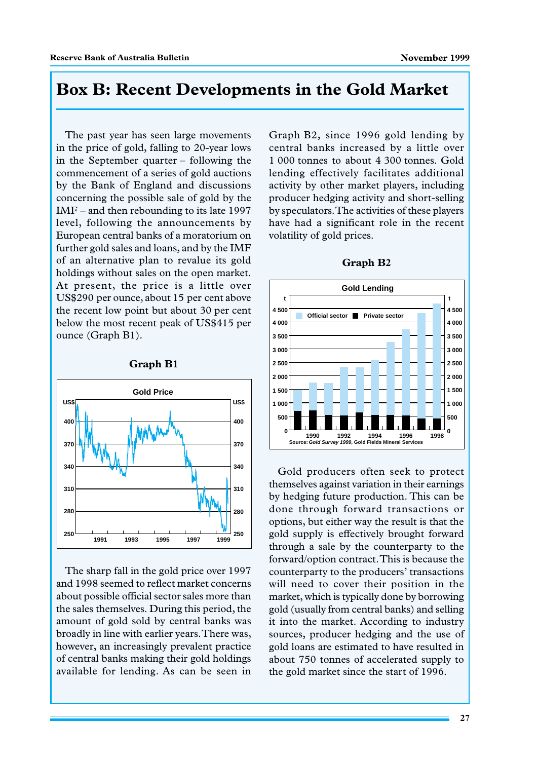# Box B: Recent Developments in the Gold Market

The past year has seen large movements in the price of gold, falling to 20-year lows in the September quarter – following the commencement of a series of gold auctions by the Bank of England and discussions concerning the possible sale of gold by the IMF – and then rebounding to its late 1997 level, following the announcements by European central banks of a moratorium on further gold sales and loans, and by the IMF of an alternative plan to revalue its gold holdings without sales on the open market. At present, the price is a little over US$290 per ounce, about 15 per cent above the recent low point but about 30 per cent below the most recent peak of US$415 per ounce (Graph B1).

**Graph B1**

Gold Price

The sharp fall in the gold price over 1997 and 1998 seemed to reflect market concerns about possible official sector sales more than the sales themselves. During this period, the amount of gold sold by central banks was broadly in line with earlier years. There was, however, an increasingly prevalent practice of central banks making their gold holdings available for lending. As can be seen in Graph B2, since 1996 gold lending by central banks increased by a little over 1 000 tonnes to about 4 300 tonnes. Gold lending effectively facilitates additional activity by other market players, including producer hedging activity and short-selling by speculators. The activities of these players have had a significant role in the recent volatility of gold prices.

**Graph B2**

Gold Lending

Source: *Gold Survey 1999*, Gold Fields Mineral Services

Gold producers often seek to protect themselves against variation in their earnings by hedging future production. This can be done through forward transactions or options, but either way the result is that the gold supply is effectively brought forward through a sale by the counterparty to the forward/option contract. This is because the counterparty to the producers' transactions will need to cover their position in the market, which is typically done by borrowing gold (usually from central banks) and selling it into the market. According to industry sources, producer hedging and the use of gold loans are estimated to have resulted in about 750 tonnes of accelerated supply to the gold market since the start of 1996.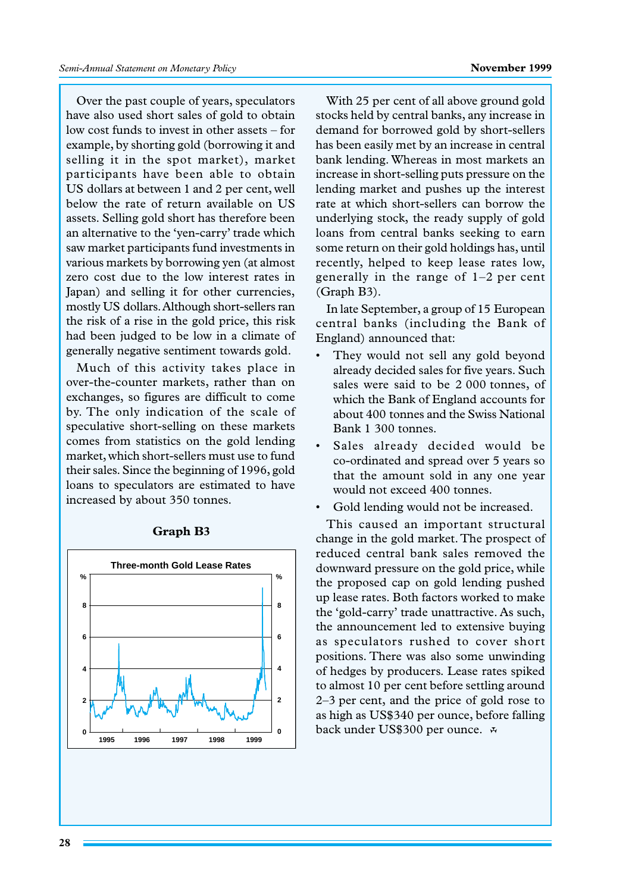Over the past couple of years, speculators have also used short sales of gold to obtain low cost funds to invest in other assets – for example, by shorting gold (borrowing it and selling it in the spot market), market participants have been able to obtain US dollars at between 1 and 2 per cent, well below the rate of return available on US assets. Selling gold short has therefore been an alternative to the 'yen-carry' trade which saw market participants fund investments in various markets by borrowing yen (at almost zero cost due to the low interest rates in Japan) and selling it for other currencies, mostly US dollars. Although short-sellers ran the risk of a rise in the gold price, this risk had been judged to be low in a climate of generally negative sentiment towards gold.

Much of this activity takes place in over-the-counter markets, rather than on exchanges, so figures are difficult to come by. The only indication of the scale of speculative short-selling on these markets comes from statistics on the gold lending market, which short-sellers must use to fund their sales. Since the beginning of 1996, gold loans to speculators are estimated to have increased by about 350 tonnes.

**Graph B3**

Three-month Gold Lease Rates

%

8

6

4

2

0

1995 1996 1997 1998 1999

With 25 per cent of all above ground gold stocks held by central banks, any increase in demand for borrowed gold by short-sellers has been easily met by an increase in central bank lending. Whereas in most markets an increase in short-selling puts pressure on the lending market and pushes up the interest rate at which short-sellers can borrow the underlying stock, the ready supply of gold loans from central banks seeking to earn some return on their gold holdings has, until recently, helped to keep lease rates low, generally in the range of 1–2 per cent (Graph B3).

In late September, a group of 15 European central banks (including the Bank of England) announced that:

- They would not sell any gold beyond already decided sales for five years. Such sales were said to be 2 000 tonnes, of which the Bank of England accounts for about 400 tonnes and the Swiss National Bank 1 300 tonnes.
- Sales already decided would be co-ordinated and spread over 5 years so that the amount sold in any one year would not exceed 400 tonnes.
- Gold lending would not be increased.

This caused an important structural change in the gold market. The prospect of reduced central bank sales removed the downward pressure on the gold price, while the proposed cap on gold lending pushed up lease rates. Both factors worked to make the 'gold-carry' trade unattractive. As such, the announcement led to extensive buying as speculators rushed to cover short positions. There was also some unwinding of hedges by producers. Lease rates spiked to almost 10 per cent before settling around 2–3 per cent, and the price of gold rose to as high as US$340 per ounce, before falling back under US$300 per ounce.